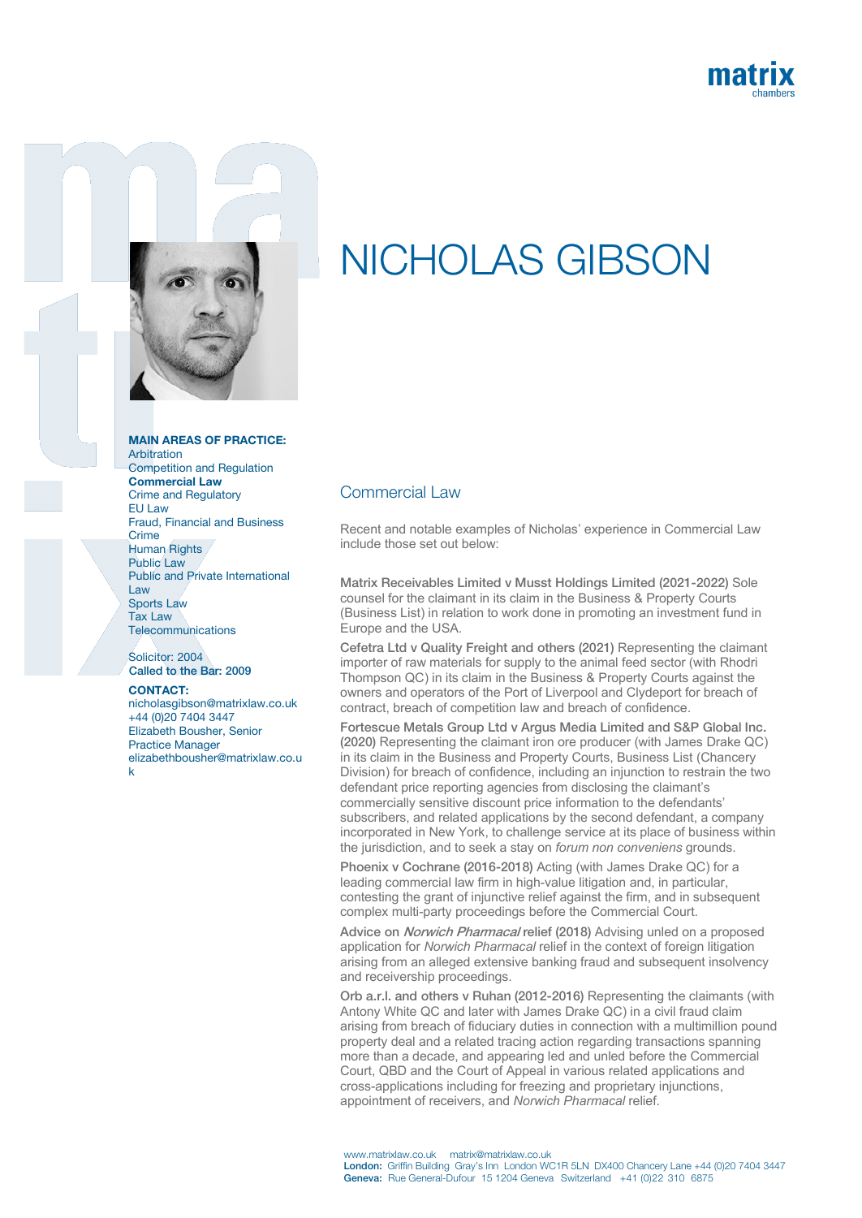# NICHOLAS GIBSON

**MAIN AREAS OF PRACTICE:**

Arbitration
Competition and Regulation
**Commercial Law**
Crime and Regulatory
EU Law
Fraud, Financial and Business Crime
Human Rights
Public Law
Public and Private International Law
Sports Law
Tax Law
Telecommunications

Solicitor: 2004
Called to the Bar: 2009

**CONTACT:**
nicholasgibson@matrixlaw.co.uk
+44 (0)20 7404 3447
Elizabeth Bousher, Senior Practice Manager
elizabethbousher@matrixlaw.co.uk

## Commercial Law

Recent and notable examples of Nicholas' experience in Commercial Law include those set out below:

**Matrix Receivables Limited v Musst Holdings Limited (2021-2022)** Sole counsel for the claimant in its claim in the Business & Property Courts (Business List) in relation to work done in promoting an investment fund in Europe and the USA.

**Cefetra Ltd v Quality Freight and others (2021)** Representing the claimant importer of raw materials for supply to the animal feed sector (with Rhodri Thompson QC) in its claim in the Business & Property Courts against the owners and operators of the Port of Liverpool and Clydeport for breach of contract, breach of competition law and breach of confidence.

**Fortescue Metals Group Ltd v Argus Media Limited and S&P Global Inc. (2020)** Representing the claimant iron ore producer (with James Drake QC) in its claim in the Business and Property Courts, Business List (Chancery Division) for breach of confidence, including an injunction to restrain the two defendant price reporting agencies from disclosing the claimant's commercially sensitive discount price information to the defendants' subscribers, and related applications by the second defendant, a company incorporated in New York, to challenge service at its place of business within the jurisdiction, and to seek a stay on *forum non conveniens* grounds.

**Phoenix v Cochrane (2016-2018)** Acting (with James Drake QC) for a leading commercial law firm in high-value litigation and, in particular, contesting the grant of injunctive relief against the firm, and in subsequent complex multi-party proceedings before the Commercial Court.

**Advice on *Norwich Pharmacal* relief (2018)** Advising unled on a proposed application for *Norwich Pharmacal* relief in the context of foreign litigation arising from an alleged extensive banking fraud and subsequent insolvency and receivership proceedings.

**Orb a.r.l. and others v Ruhan (2012-2016)** Representing the claimants (with Antony White QC and later with James Drake QC) in a civil fraud claim arising from breach of fiduciary duties in connection with a multimillion pound property deal and a related tracing action regarding transactions spanning more than a decade, and appearing led and unled before the Commercial Court, QBD and the Court of Appeal in various related applications and cross-applications including for freezing and proprietary injunctions, appointment of receivers, and *Norwich Pharmacal* relief.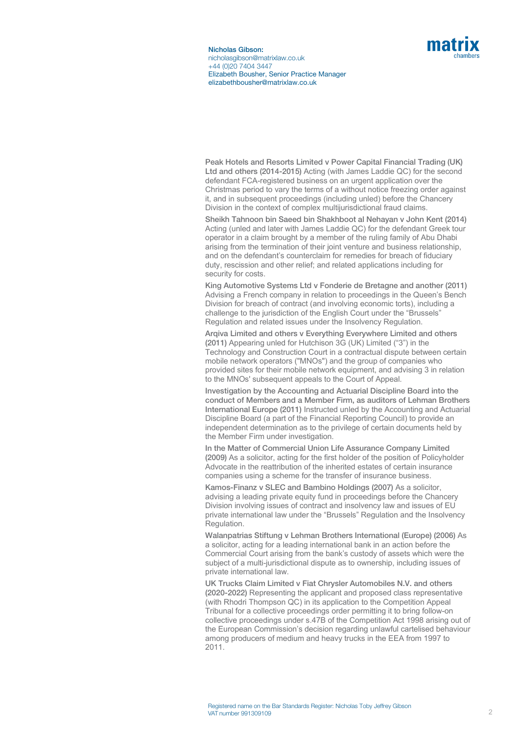**Peak Hotels and Resorts Limited v Power Capital Financial Trading (UK) Ltd and others (2014-2015)** Acting (with James Laddie QC) for the second defendant FCA-registered business on an urgent application over the Christmas period to vary the terms of a without notice freezing order against it, and in subsequent proceedings (including unled) before the Chancery Division in the context of complex multijurisdictional fraud claims.

**Sheikh Tahnoon bin Saeed bin Shakhboot al Nehayan v John Kent (2014)** Acting (unled and later with James Laddie QC) for the defendant Greek tour operator in a claim brought by a member of the ruling family of Abu Dhabi arising from the termination of their joint venture and business relationship, and on the defendant's counterclaim for remedies for breach of fiduciary duty, rescission and other relief; and related applications including for security for costs.

**King Automotive Systems Ltd v Fonderie de Bretagne and another (2011)** Advising a French company in relation to proceedings in the Queen's Bench Division for breach of contract (and involving economic torts), including a challenge to the jurisdiction of the English Court under the "Brussels" Regulation and related issues under the Insolvency Regulation.

**Arqiva Limited and others v Everything Everywhere Limited and others (2011)** Appearing unled for Hutchison 3G (UK) Limited ("3") in the Technology and Construction Court in a contractual dispute between certain mobile network operators ("MNOs") and the group of companies who provided sites for their mobile network equipment, and advising 3 in relation to the MNOs' subsequent appeals to the Court of Appeal.

**Investigation by the Accounting and Actuarial Discipline Board into the conduct of Members and a Member Firm, as auditors of Lehman Brothers International Europe (2011)** Instructed unled by the Accounting and Actuarial Discipline Board (a part of the Financial Reporting Council) to provide an independent determination as to the privilege of certain documents held by the Member Firm under investigation.

**In the Matter of Commercial Union Life Assurance Company Limited (2009)** As a solicitor, acting for the first holder of the position of Policyholder Advocate in the reattribution of the inherited estates of certain insurance companies using a scheme for the transfer of insurance business.

**Kamos-Finanz v SLEC and Bambino Holdings (2007)** As a solicitor, advising a leading private equity fund in proceedings before the Chancery Division involving issues of contract and insolvency law and issues of EU private international law under the "Brussels" Regulation and the Insolvency Regulation.

**Walanpatrias Stiftung v Lehman Brothers International (Europe) (2006)** As a solicitor, acting for a leading international bank in an action before the Commercial Court arising from the bank's custody of assets which were the subject of a multi-jurisdictional dispute as to ownership, including issues of private international law.

**UK Trucks Claim Limited v Fiat Chrysler Automobiles N.V. and others (2020-2022)** Representing the applicant and proposed class representative (with Rhodri Thompson QC) in its application to the Competition Appeal Tribunal for a collective proceedings order permitting it to bring follow-on collective proceedings under s.47B of the Competition Act 1998 arising out of the European Commission's decision regarding unlawful cartelised behaviour among producers of medium and heavy trucks in the EEA from 1997 to 2011.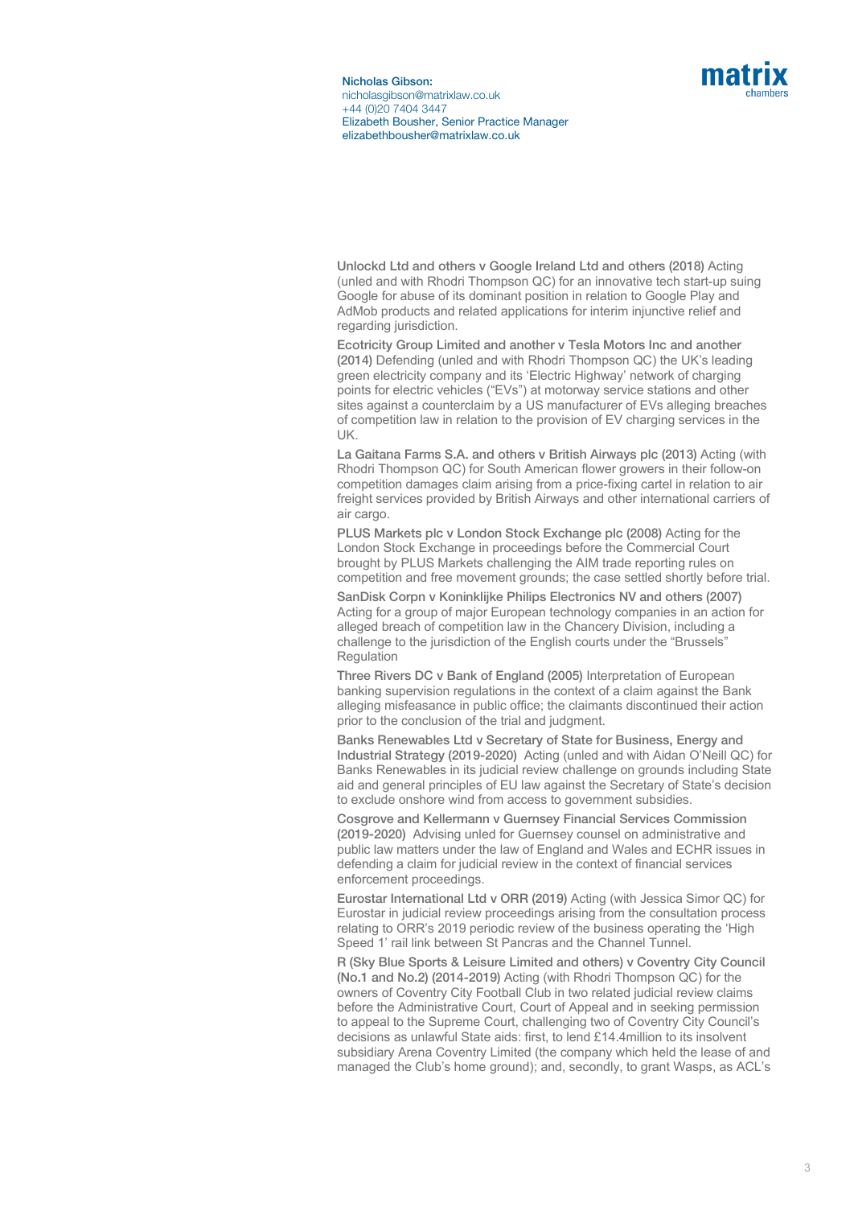Nicholas Gibson:
nicholasgibson@matrixlaw.co.uk
+44 (0)20 7404 3447
Elizabeth Bousher, Senior Practice Manager
elizabethbousher@matrixlaw.co.uk

**Unlockd Ltd and others v Google Ireland Ltd and others (2018)** Acting (unled and with Rhodri Thompson QC) for an innovative tech start-up suing Google for abuse of its dominant position in relation to Google Play and AdMob products and related applications for interim injunctive relief and regarding jurisdiction.

**Ecotricity Group Limited and another v Tesla Motors Inc and another (2014)** Defending (unled and with Rhodri Thompson QC) the UK's leading green electricity company and its 'Electric Highway' network of charging points for electric vehicles ("EVs") at motorway service stations and other sites against a counterclaim by a US manufacturer of EVs alleging breaches of competition law in relation to the provision of EV charging services in the UK.

**La Gaitana Farms S.A. and others v British Airways plc (2013)** Acting (with Rhodri Thompson QC) for South American flower growers in their follow-on competition damages claim arising from a price-fixing cartel in relation to air freight services provided by British Airways and other international carriers of air cargo.

**PLUS Markets plc v London Stock Exchange plc (2008)** Acting for the London Stock Exchange in proceedings before the Commercial Court brought by PLUS Markets challenging the AIM trade reporting rules on competition and free movement grounds; the case settled shortly before trial.

**SanDisk Corpn v Koninklijke Philips Electronics NV and others (2007)** Acting for a group of major European technology companies in an action for alleged breach of competition law in the Chancery Division, including a challenge to the jurisdiction of the English courts under the "Brussels" Regulation

**Three Rivers DC v Bank of England (2005)** Interpretation of European banking supervision regulations in the context of a claim against the Bank alleging misfeasance in public office; the claimants discontinued their action prior to the conclusion of the trial and judgment.

**Banks Renewables Ltd v Secretary of State for Business, Energy and Industrial Strategy (2019-2020)** Acting (unled and with Aidan O'Neill QC) for Banks Renewables in its judicial review challenge on grounds including State aid and general principles of EU law against the Secretary of State's decision to exclude onshore wind from access to government subsidies.

**Cosgrove and Kellermann v Guernsey Financial Services Commission (2019-2020)** Advising unled for Guernsey counsel on administrative and public law matters under the law of England and Wales and ECHR issues in defending a claim for judicial review in the context of financial services enforcement proceedings.

**Eurostar International Ltd v ORR (2019)** Acting (with Jessica Simor QC) for Eurostar in judicial review proceedings arising from the consultation process relating to ORR's 2019 periodic review of the business operating the 'High Speed 1' rail link between St Pancras and the Channel Tunnel.

**R (Sky Blue Sports & Leisure Limited and others) v Coventry City Council (No.1 and No.2) (2014-2019)** Acting (with Rhodri Thompson QC) for the owners of Coventry City Football Club in two related judicial review claims before the Administrative Court, Court of Appeal and in seeking permission to appeal to the Supreme Court, challenging two of Coventry City Council's decisions as unlawful State aids: first, to lend £14.4million to its insolvent subsidiary Arena Coventry Limited (the company which held the lease of and managed the Club's home ground); and, secondly, to grant Wasps, as ACL's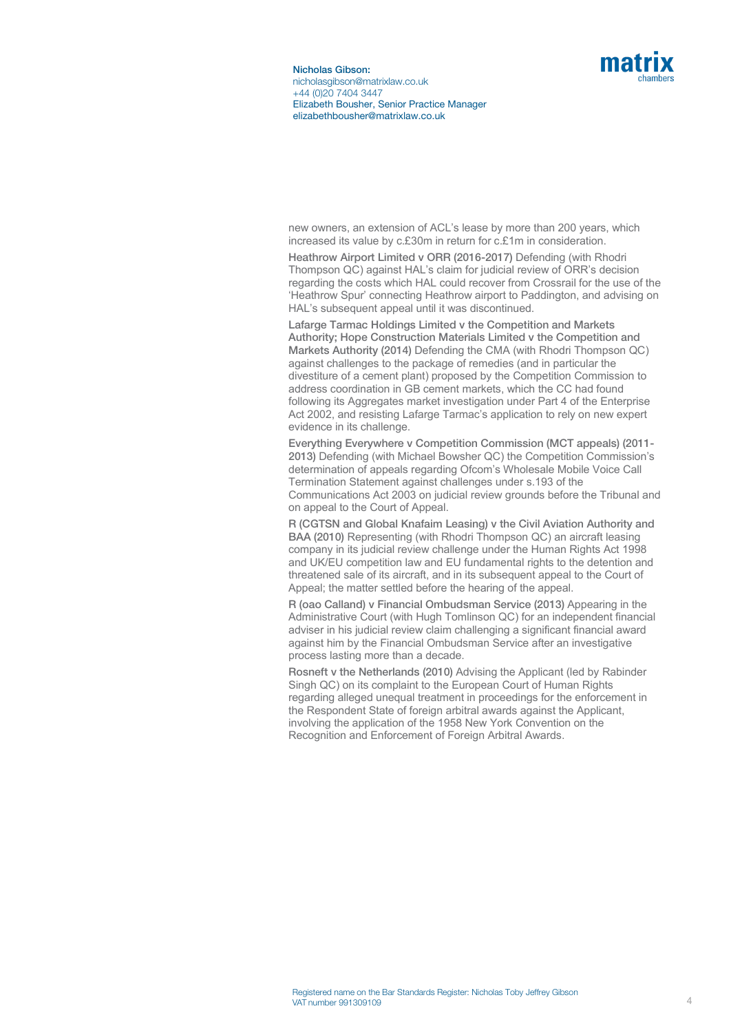new owners, an extension of ACL's lease by more than 200 years, which increased its value by c.£30m in return for c.£1m in consideration.

**Heathrow Airport Limited v ORR (2016-2017)** Defending (with Rhodri Thompson QC) against HAL's claim for judicial review of ORR's decision regarding the costs which HAL could recover from Crossrail for the use of the 'Heathrow Spur' connecting Heathrow airport to Paddington, and advising on HAL's subsequent appeal until it was discontinued.

**Lafarge Tarmac Holdings Limited v the Competition and Markets Authority; Hope Construction Materials Limited v the Competition and Markets Authority (2014)** Defending the CMA (with Rhodri Thompson QC) against challenges to the package of remedies (and in particular the divestiture of a cement plant) proposed by the Competition Commission to address coordination in GB cement markets, which the CC had found following its Aggregates market investigation under Part 4 of the Enterprise Act 2002, and resisting Lafarge Tarmac's application to rely on new expert evidence in its challenge.

**Everything Everywhere v Competition Commission (MCT appeals) (2011-2013)** Defending (with Michael Bowsher QC) the Competition Commission's determination of appeals regarding Ofcom's Wholesale Mobile Voice Call Termination Statement against challenges under s.193 of the Communications Act 2003 on judicial review grounds before the Tribunal and on appeal to the Court of Appeal.

**R (CGTSN and Global Knafaim Leasing) v the Civil Aviation Authority and BAA (2010)** Representing (with Rhodri Thompson QC) an aircraft leasing company in its judicial review challenge under the Human Rights Act 1998 and UK/EU competition law and EU fundamental rights to the detention and threatened sale of its aircraft, and in its subsequent appeal to the Court of Appeal; the matter settled before the hearing of the appeal.

**R (oao Calland) v Financial Ombudsman Service (2013)** Appearing in the Administrative Court (with Hugh Tomlinson QC) for an independent financial adviser in his judicial review claim challenging a significant financial award against him by the Financial Ombudsman Service after an investigative process lasting more than a decade.

**Rosneft v the Netherlands (2010)** Advising the Applicant (led by Rabinder Singh QC) on its complaint to the European Court of Human Rights regarding alleged unequal treatment in proceedings for the enforcement in the Respondent State of foreign arbitral awards against the Applicant, involving the application of the 1958 New York Convention on the Recognition and Enforcement of Foreign Arbitral Awards.